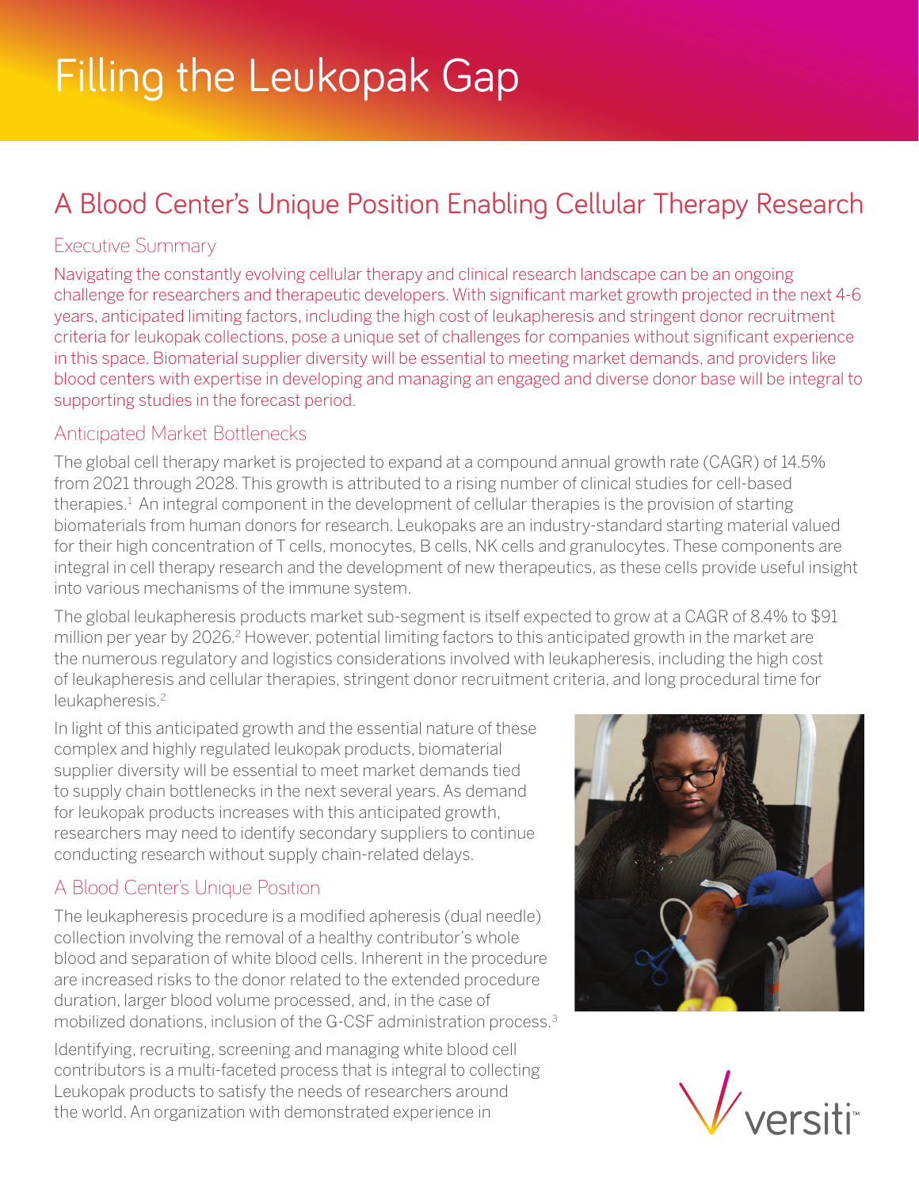# Filling the Leukopak Gap

## A Blood Center's Unique Position Enabling Cellular Therapy Research

### Executive Summary

Navigating the constantly evolving cellular therapy and clinical research landscape can be an ongoing challenge for researchers and therapeutic developers. With significant market growth projected in the next 4-6 years, anticipated limiting factors, including the high cost of leukapheresis and stringent donor recruitment criteria for leukopak collections, pose a unique set of challenges for companies without significant experience in this space. Biomaterial supplier diversity will be essential to meeting market demands, and providers like blood centers with expertise in developing and managing an engaged and diverse donor base will be integral to supporting studies in the forecast period.

### Anticipated Market Bottlenecks

The global cell therapy market is projected to expand at a compound annual growth rate (CAGR) of 14.5% from 2021 through 2028. This growth is attributed to a rising number of clinical studies for cell-based therapies.[1] An integral component in the development of cellular therapies is the provision of starting biomaterials from human donors for research. Leukopaks are an industry-standard starting material valued for their high concentration of T cells, monocytes, B cells, NK cells and granulocytes. These components are integral in cell therapy research and the development of new therapeutics, as these cells provide useful insight into various mechanisms of the immune system.

The global leukapheresis products market sub-segment is itself expected to grow at a CAGR of 8.4% to $91 million per year by 2026.[2] However, potential limiting factors to this anticipated growth in the market are the numerous regulatory and logistics considerations involved with leukapheresis, including the high cost of leukapheresis and cellular therapies, stringent donor recruitment criteria, and long procedural time for leukapheresis.[2]

In light of this anticipated growth and the essential nature of these complex and highly regulated leukopak products, biomaterial supplier diversity will be essential to meet market demands tied to supply chain bottlenecks in the next several years. As demand for leukopak products increases with this anticipated growth, researchers may need to identify secondary suppliers to continue conducting research without supply chain-related delays.

### A Blood Center's Unique Position

The leukapheresis procedure is a modified apheresis (dual needle) collection involving the removal of a healthy contributor's whole blood and separation of white blood cells. Inherent in the procedure are increased risks to the donor related to the extended procedure duration, larger blood volume processed, and, in the case of mobilized donations, inclusion of the G-CSF administration process.[3]

Identifying, recruiting, screening and managing white blood cell contributors is a multi-faceted process that is integral to collecting Leukopak products to satisfy the needs of researchers around the world. An organization with demonstrated experience in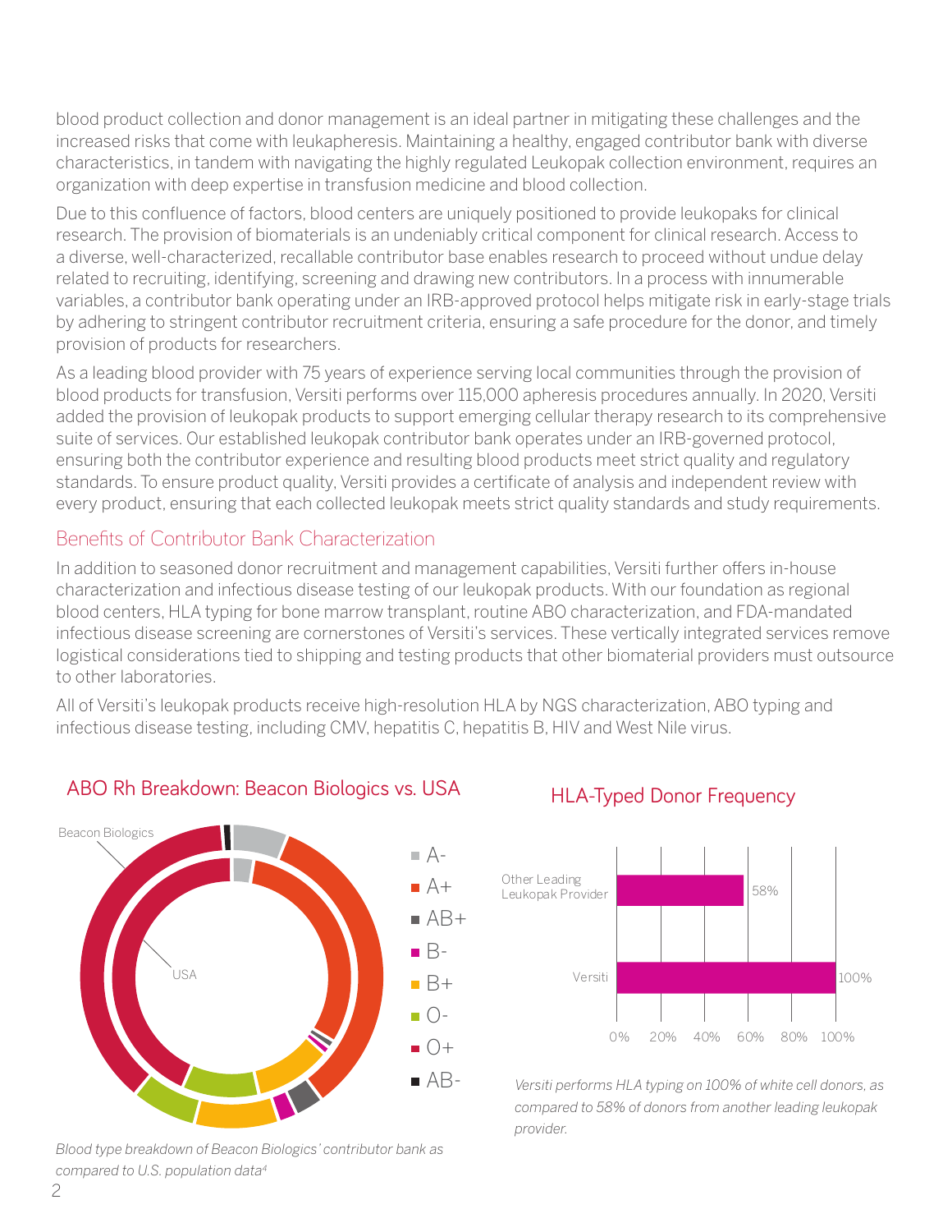blood product collection and donor management is an ideal partner in mitigating these challenges and the increased risks that come with leukapheresis. Maintaining a healthy, engaged contributor bank with diverse characteristics, in tandem with navigating the highly regulated Leukopak collection environment, requires an organization with deep expertise in transfusion medicine and blood collection.

Due to this confluence of factors, blood centers are uniquely positioned to provide leukopaks for clinical research. The provision of biomaterials is an undeniably critical component for clinical research. Access to a diverse, well-characterized, recallable contributor base enables research to proceed without undue delay related to recruiting, identifying, screening and drawing new contributors. In a process with innumerable variables, a contributor bank operating under an IRB-approved protocol helps mitigate risk in early-stage trials by adhering to stringent contributor recruitment criteria, ensuring a safe procedure for the donor, and timely provision of products for researchers.

As a leading blood provider with 75 years of experience serving local communities through the provision of blood products for transfusion, Versiti performs over 115,000 apheresis procedures annually. In 2020, Versiti added the provision of leukopak products to support emerging cellular therapy research to its comprehensive suite of services. Our established leukopak contributor bank operates under an IRB-governed protocol, ensuring both the contributor experience and resulting blood products meet strict quality and regulatory standards. To ensure product quality, Versiti provides a certificate of analysis and independent review with every product, ensuring that each collected leukopak meets strict quality standards and study requirements.

## Benefits of Contributor Bank Characterization

In addition to seasoned donor recruitment and management capabilities, Versiti further offers in-house characterization and infectious disease testing of our leukopak products. With our foundation as regional blood centers, HLA typing for bone marrow transplant, routine ABO characterization, and FDA-mandated infectious disease screening are cornerstones of Versiti's services. These vertically integrated services remove logistical considerations tied to shipping and testing products that other biomaterial providers must outsource to other laboratories.

All of Versiti's leukopak products receive high-resolution HLA by NGS characterization, ABO typing and infectious disease testing, including CMV, hepatitis C, hepatitis B, HIV and West Nile virus.

### ABO Rh Breakdown: Beacon Biologics vs. USA

Beacon Biologics / USA

A- | A+ | AB+ | B- | B+ | O- | O+ | AB-

*Blood type breakdown of Beacon Biologics' contributor bank as compared to U.S. population data[4]*

### HLA-Typed Donor Frequency

| | HLA-Typed Donor Frequency |
|---|---|
| Other Leading Leukopak Provider | 58% |
| Versiti | 100% |

*Versiti performs HLA typing on 100% of white cell donors, as compared to 58% of donors from another leading leukopak provider.*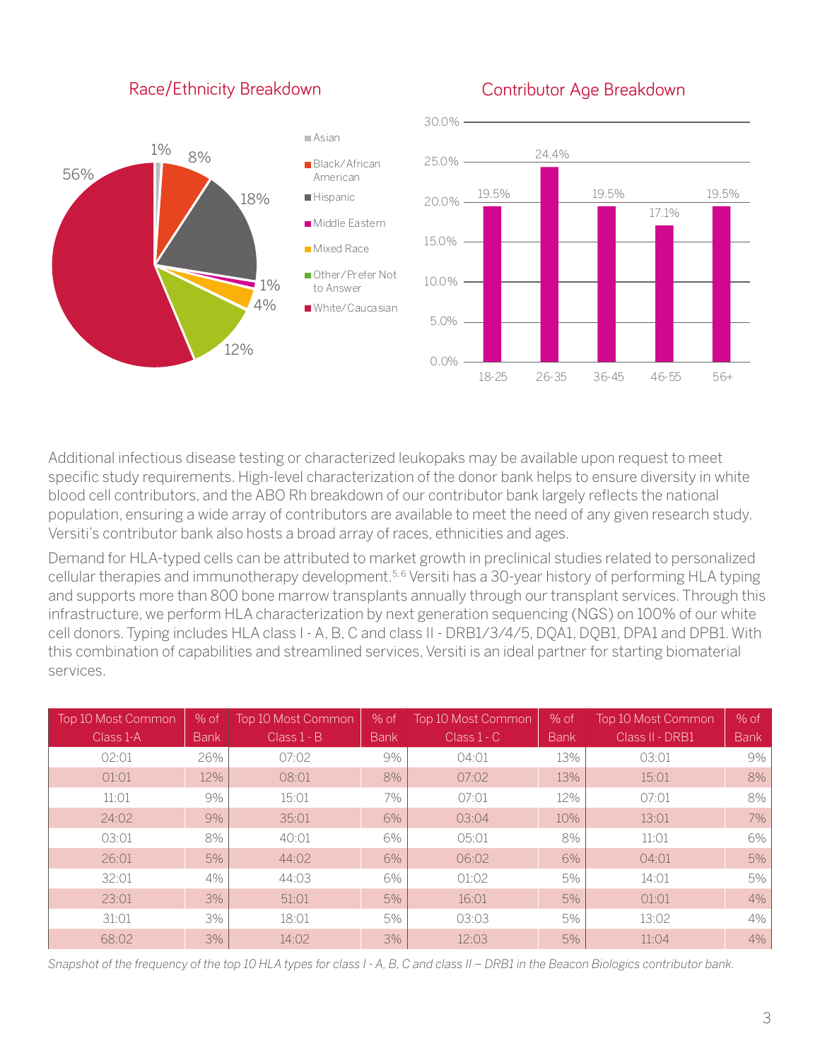## Race/Ethnicity Breakdown

- Asian: 1%
- Black/African American: 8%
- Hispanic: 18%
- Middle Eastern: 1%
- Mixed Race: 4%
- Other/Prefer Not to Answer: 12%
- White/Caucasian: 56%

## Contributor Age Breakdown

| Age | % |
|---|---|
| 18-25 | 19.5% |
| 26-35 | 24.4% |
| 36-45 | 19.5% |
| 46-55 | 17.1% |
| 56+ | 19.5% |

Additional infectious disease testing or characterized leukopaks may be available upon request to meet specific study requirements. High-level characterization of the donor bank helps to ensure diversity in white blood cell contributors, and the ABO Rh breakdown of our contributor bank largely reflects the national population, ensuring a wide array of contributors are available to meet the need of any given research study. Versiti's contributor bank also hosts a broad array of races, ethnicities and ages.

Demand for HLA-typed cells can be attributed to market growth in preclinical studies related to personalized cellular therapies and immunotherapy development.[5, 6] Versiti has a 30-year history of performing HLA typing and supports more than 800 bone marrow transplants annually through our transplant services. Through this infrastructure, we perform HLA characterization by next generation sequencing (NGS) on 100% of our white cell donors. Typing includes HLA class I - A, B, C and class II - DRB1/3/4/5, DQA1, DQB1, DPA1 and DPB1. With this combination of capabilities and streamlined services, Versiti is an ideal partner for starting biomaterial services.

| Top 10 Most Common Class 1-A | % of Bank | Top 10 Most Common Class 1 - B | % of Bank | Top 10 Most Common Class 1 - C | % of Bank | Top 10 Most Common Class II - DRB1 | % of Bank |
|---|---|---|---|---|---|---|---|
| 02:01 | 26% | 07:02 | 9% | 04:01 | 13% | 03:01 | 9% |
| 01:01 | 12% | 08:01 | 8% | 07:02 | 13% | 15:01 | 8% |
| 11:01 | 9% | 15:01 | 7% | 07:01 | 12% | 07:01 | 8% |
| 24:02 | 9% | 35:01 | 6% | 03:04 | 10% | 13:01 | 7% |
| 03:01 | 8% | 40:01 | 6% | 05:01 | 8% | 11:01 | 6% |
| 26:01 | 5% | 44:02 | 6% | 06:02 | 6% | 04:01 | 5% |
| 32:01 | 4% | 44:03 | 6% | 01:02 | 5% | 14:01 | 5% |
| 23:01 | 3% | 51:01 | 5% | 16:01 | 5% | 01:01 | 4% |
| 31:01 | 3% | 18:01 | 5% | 03:03 | 5% | 13:02 | 4% |
| 68:02 | 3% | 14:02 | 3% | 12:03 | 5% | 11:04 | 4% |

*Snapshot of the frequency of the top 10 HLA types for class I - A, B, C and class II – DRB1 in the Beacon Biologics contributor bank.*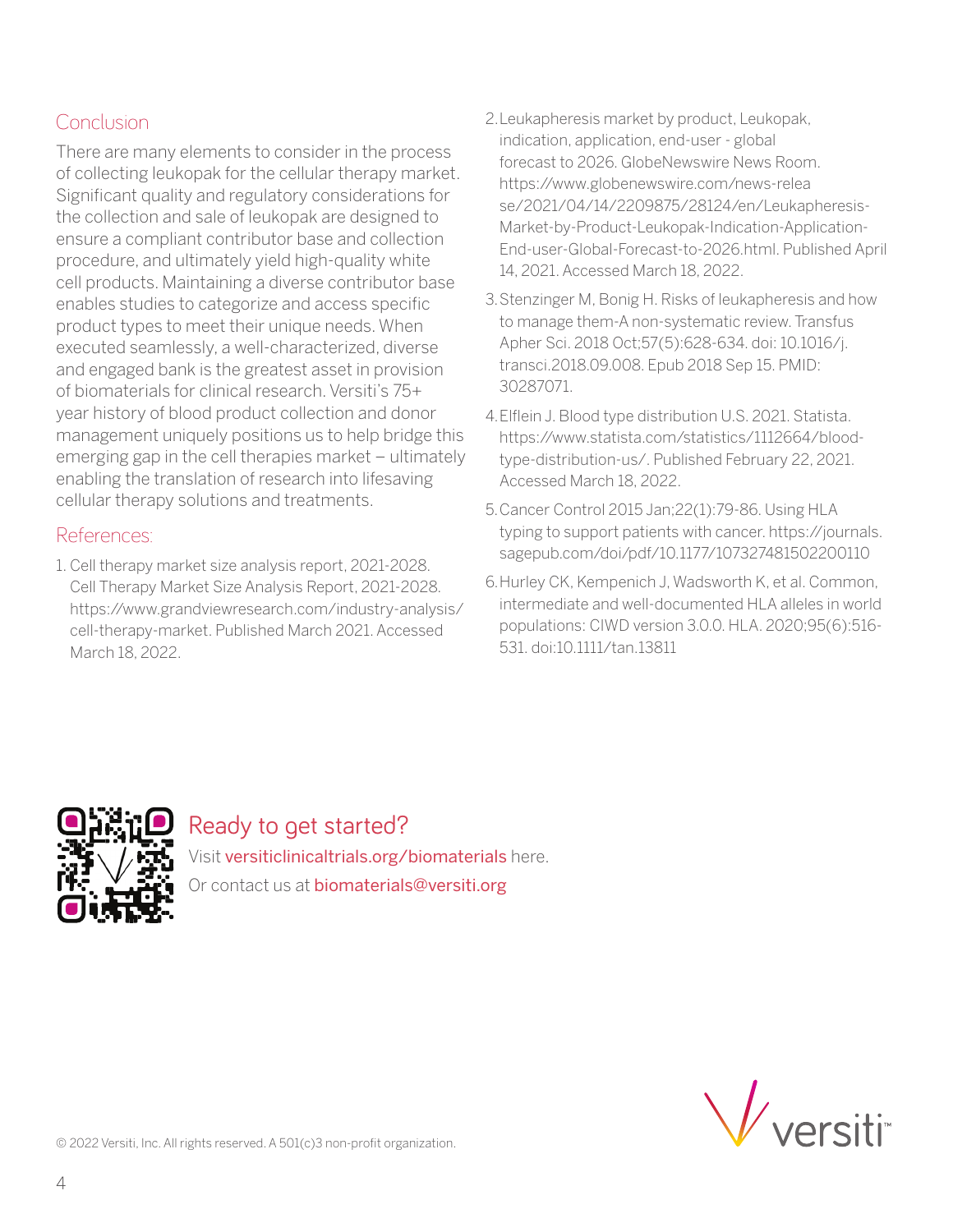## Conclusion

There are many elements to consider in the process of collecting leukopak for the cellular therapy market. Significant quality and regulatory considerations for the collection and sale of leukopak are designed to ensure a compliant contributor base and collection procedure, and ultimately yield high-quality white cell products. Maintaining a diverse contributor base enables studies to categorize and access specific product types to meet their unique needs. When executed seamlessly, a well-characterized, diverse and engaged bank is the greatest asset in provision of biomaterials for clinical research. Versiti's 75+ year history of blood product collection and donor management uniquely positions us to help bridge this emerging gap in the cell therapies market – ultimately enabling the translation of research into lifesaving cellular therapy solutions and treatments.

## References:

1. Cell therapy market size analysis report, 2021-2028. Cell Therapy Market Size Analysis Report, 2021-2028. https://www.grandviewresearch.com/industry-analysis/cell-therapy-market. Published March 2021. Accessed March 18, 2022.
2. Leukapheresis market by product, Leukopak, indication, application, end-user - global forecast to 2026. GlobeNewswire News Room. https://www.globenewswire.com/news-release/2021/04/14/2209875/28124/en/Leukapheresis-Market-by-Product-Leukopak-Indication-Application-End-user-Global-Forecast-to-2026.html. Published April 14, 2021. Accessed March 18, 2022.
3. Stenzinger M, Bonig H. Risks of leukapheresis and how to manage them-A non-systematic review. Transfus Apher Sci. 2018 Oct;57(5):628-634. doi: 10.1016/j.transci.2018.09.008. Epub 2018 Sep 15. PMID: 30287071.
4. Elflein J. Blood type distribution U.S. 2021. Statista. https://www.statista.com/statistics/1112664/blood-type-distribution-us/. Published February 22, 2021. Accessed March 18, 2022.
5. Cancer Control 2015 Jan;22(1):79-86. Using HLA typing to support patients with cancer. https://journals.sagepub.com/doi/pdf/10.1177/107327481502200110
6. Hurley CK, Kempenich J, Wadsworth K, et al. Common, intermediate and well-documented HLA alleles in world populations: CIWD version 3.0.0. HLA. 2020;95(6):516-531. doi:10.1111/tan.13811

## Ready to get started?

Visit versiticlinicaltrials.org/biomaterials here.

Or contact us at biomaterials@versiti.org

versiti™

© 2022 Versiti, Inc. All rights reserved. A 501(c)3 non-profit organization.